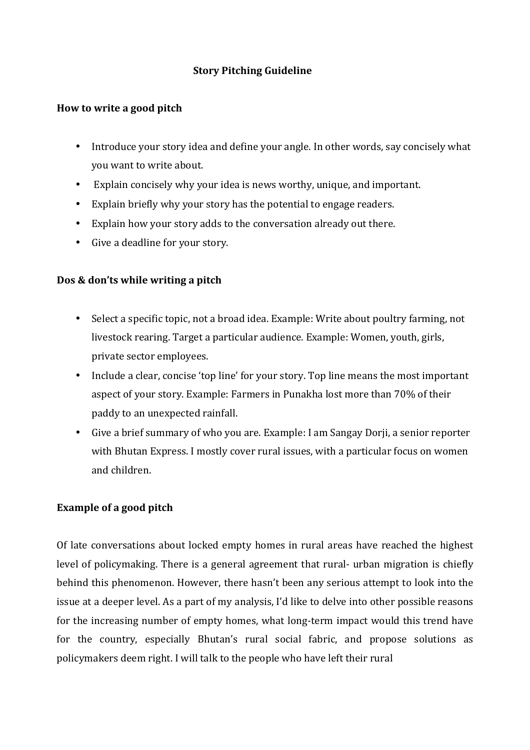# Story Pitching Guideline

## How to write a good pitch

- Introduce your story idea and define your angle. In other words, say concisely what you want to write about.
- Explain concisely why your idea is news worthy, unique, and important.
- Explain briefly why your story has the potential to engage readers.
- Explain how your story adds to the conversation already out there.
- Give a deadline for your story.

## Dos & don'ts while writing a pitch

- Select a specific topic, not a broad idea. Example: Write about poultry farming, not livestock rearing. Target a particular audience. Example: Women, youth, girls, private sector employees.
- Include a clear, concise 'top line' for your story. Top line means the most important aspect of your story. Example: Farmers in Punakha lost more than 70% of their paddy to an unexpected rainfall.
- Give a brief summary of who you are. Example: I am Sangay Dorji, a senior reporter with Bhutan Express. I mostly cover rural issues, with a particular focus on women and children.

## Example of a good pitch

Of late conversations about locked empty homes in rural areas have reached the highest level of policymaking. There is a general agreement that rural- urban migration is chiefly behind this phenomenon. However, there hasn't been any serious attempt to look into the issue at a deeper level. As a part of my analysis, I'd like to delve into other possible reasons for the increasing number of empty homes, what long-term impact would this trend have for the country, especially Bhutan's rural social fabric, and propose solutions as policymakers deem right. I will talk to the people who have left their rural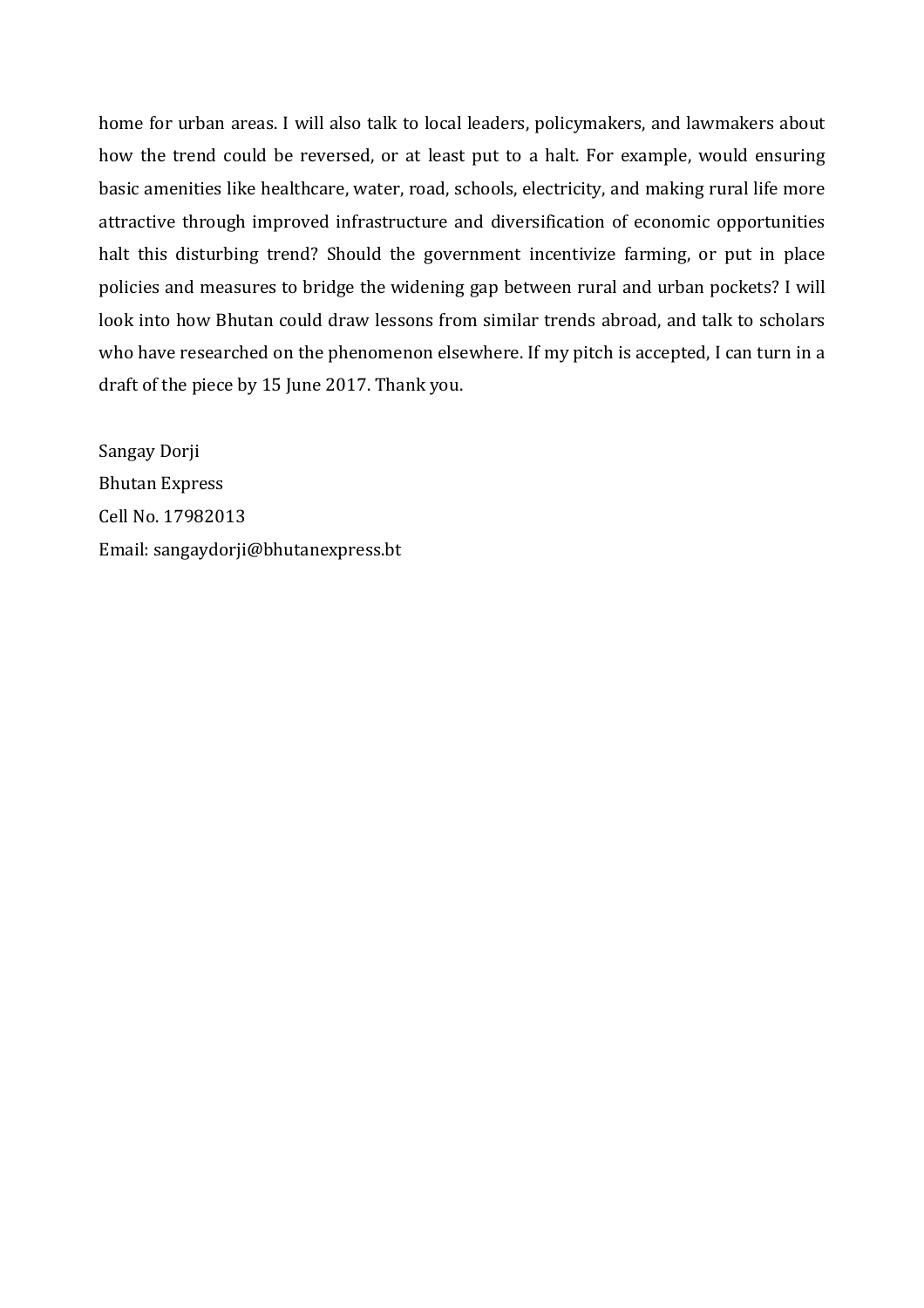home for urban areas. I will also talk to local leaders, policymakers, and lawmakers about how the trend could be reversed, or at least put to a halt. For example, would ensuring basic amenities like healthcare, water, road, schools, electricity, and making rural life more attractive through improved infrastructure and diversification of economic opportunities halt this disturbing trend? Should the government incentivize farming, or put in place policies and measures to bridge the widening gap between rural and urban pockets? I will look into how Bhutan could draw lessons from similar trends abroad, and talk to scholars who have researched on the phenomenon elsewhere. If my pitch is accepted, I can turn in a draft of the piece by 15 June 2017. Thank you.

Sangay Dorji
Bhutan Express
Cell No. 17982013
Email: sangaydorji@bhutanexpress.bt